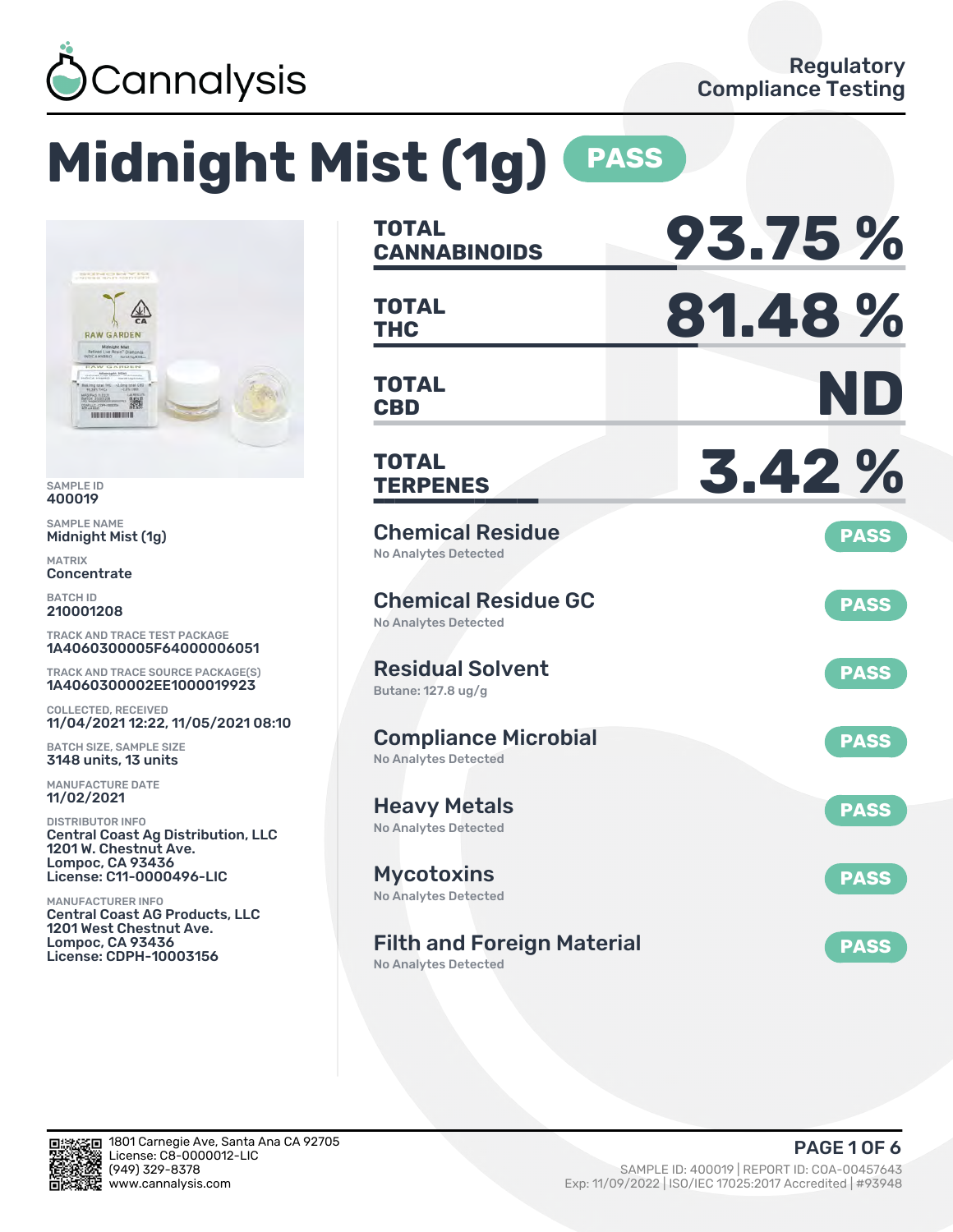Cannalysis

Regulatory Compliance Testing

# Midnight Mist (1g) PASS

SAMPLE ID
400019

SAMPLE NAME
Midnight Mist (1g)

MATRIX
Concentrate

BATCH ID
210001208

TRACK AND TRACE TEST PACKAGE
1A4060300005F64000006051

TRACK AND TRACE SOURCE PACKAGE(S)
1A4060300002EE1000019923

COLLECTED, RECEIVED
11/04/2021 12:22, 11/05/2021 08:10

BATCH SIZE, SAMPLE SIZE
3148 units, 13 units

MANUFACTURE DATE
11/02/2021

DISTRIBUTOR INFO
Central Coast Ag Distribution, LLC
1201 W. Chestnut Ave.
Lompoc, CA 93436
License: C11-0000496-LIC

MANUFACTURER INFO
Central Coast AG Products, LLC
1201 West Chestnut Ave.
Lompoc, CA 93436
License: CDPH-10003156

| | |
|---|---|
| **TOTAL CANNABINOIDS** | **93.75 %** |
| **TOTAL THC** | **81.48 %** |
| **TOTAL CBD** | **ND** |
| **TOTAL TERPENES** | **3.42 %** |

| Test | Result | Status |
|---|---|---|
| Chemical Residue | No Analytes Detected | PASS |
| Chemical Residue GC | No Analytes Detected | PASS |
| Residual Solvent | Butane: 127.8 ug/g | PASS |
| Compliance Microbial | No Analytes Detected | PASS |
| Heavy Metals | No Analytes Detected | PASS |
| Mycotoxins | No Analytes Detected | PASS |
| Filth and Foreign Material | No Analytes Detected | PASS |

1801 Carnegie Ave, Santa Ana CA 92705
License: C8-0000012-LIC
(949) 329-8378
www.cannalysis.com

SAMPLE ID: 400019 | REPORT ID: COA-00457643
Exp: 11/09/2022 | ISO/IEC 17025:2017 Accredited | #93948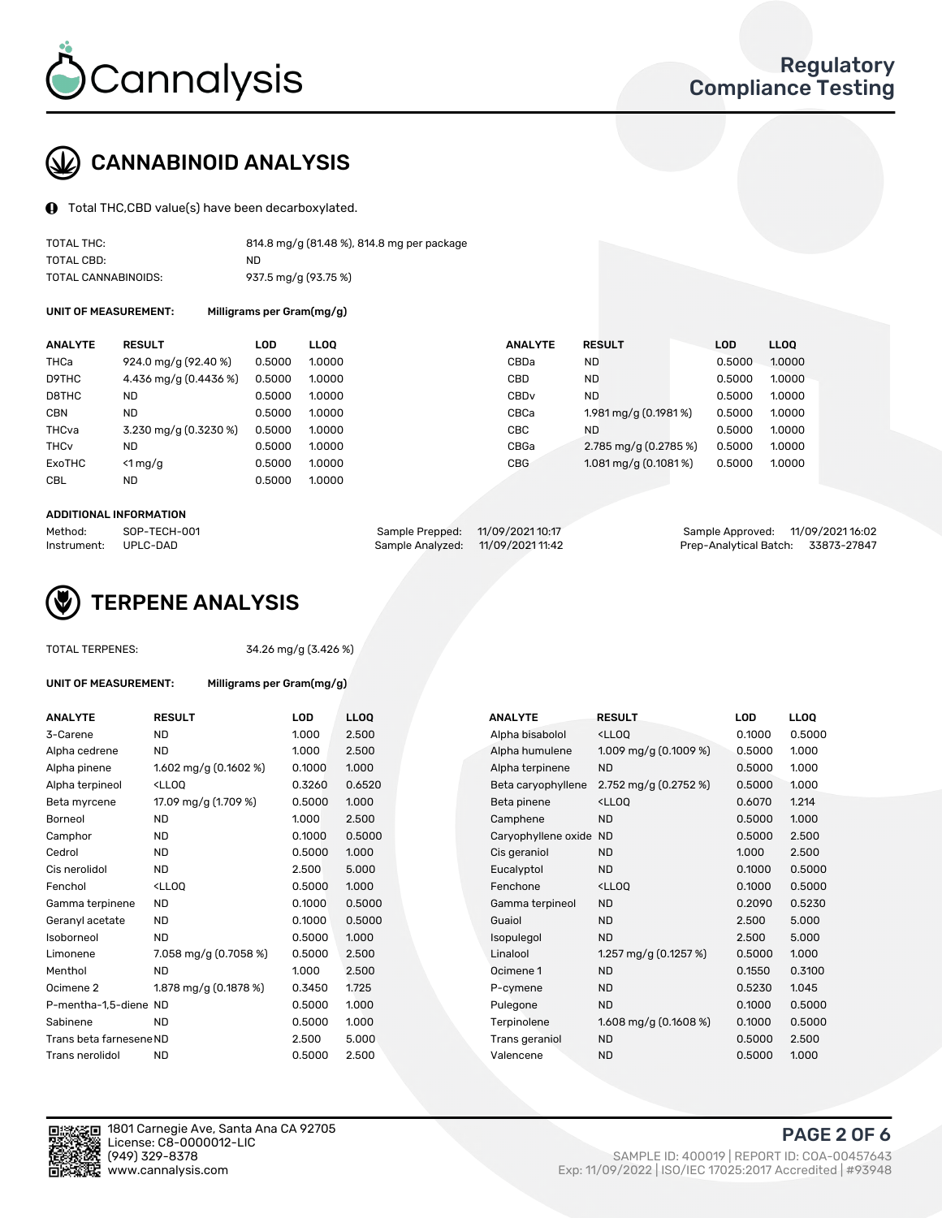Regulatory Compliance Testing

## CANNABINOID ANALYSIS

Total THC,CBD value(s) have been decarboxylated.

| | |
|---|---|
| TOTAL THC: | 814.8 mg/g (81.48 %), 814.8 mg per package |
| TOTAL CBD: | ND |
| TOTAL CANNABINOIDS: | 937.5 mg/g (93.75 %) |

**UNIT OF MEASUREMENT:** Milligrams per Gram(mg/g)

| ANALYTE | RESULT | LOD | LLOQ | ANALYTE | RESULT | LOD | LLOQ |
|---|---|---|---|---|---|---|---|
| THCa | 924.0 mg/g (92.40 %) | 0.5000 | 1.0000 | CBDa | ND | 0.5000 | 1.0000 |
| D9THC | 4.436 mg/g (0.4436 %) | 0.5000 | 1.0000 | CBD | ND | 0.5000 | 1.0000 |
| D8THC | ND | 0.5000 | 1.0000 | CBDv | ND | 0.5000 | 1.0000 |
| CBN | ND | 0.5000 | 1.0000 | CBCa | 1.981 mg/g (0.1981 %) | 0.5000 | 1.0000 |
| THCva | 3.230 mg/g (0.3230 %) | 0.5000 | 1.0000 | CBC | ND | 0.5000 | 1.0000 |
| THCv | ND | 0.5000 | 1.0000 | CBGa | 2.785 mg/g (0.2785 %) | 0.5000 | 1.0000 |
| ExoTHC | <1 mg/g | 0.5000 | 1.0000 | CBG | 1.081 mg/g (0.1081 %) | 0.5000 | 1.0000 |
| CBL | ND | 0.5000 | 1.0000 | | | | |

**ADDITIONAL INFORMATION**

| | | | | | |
|---|---|---|---|---|---|
| Method: | SOP-TECH-001 | Sample Prepped: | 11/09/2021 10:17 | Sample Approved: | 11/09/2021 16:02 |
| Instrument: | UPLC-DAD | Sample Analyzed: | 11/09/2021 11:42 | Prep-Analytical Batch: | 33873-27847 |

## TERPENE ANALYSIS

TOTAL TERPENES: 34.26 mg/g (3.426 %)

**UNIT OF MEASUREMENT:** Milligrams per Gram(mg/g)

| ANALYTE | RESULT | LOD | LLOQ | ANALYTE | RESULT | LOD | LLOQ |
|---|---|---|---|---|---|---|---|
| 3-Carene | ND | 1.000 | 2.500 | Alpha bisabolol | <LLOQ | 0.1000 | 0.5000 |
| Alpha cedrene | ND | 1.000 | 2.500 | Alpha humulene | 1.009 mg/g (0.1009 %) | 0.5000 | 1.000 |
| Alpha pinene | 1.602 mg/g (0.1602 %) | 0.1000 | 1.000 | Alpha terpinene | ND | 0.5000 | 1.000 |
| Alpha terpineol | <LLOQ | 0.3260 | 0.6520 | Beta caryophyllene | 2.752 mg/g (0.2752 %) | 0.5000 | 1.000 |
| Beta myrcene | 17.09 mg/g (1.709 %) | 0.5000 | 1.000 | Beta pinene | <LLOQ | 0.6070 | 1.214 |
| Borneol | ND | 1.000 | 2.500 | Camphene | ND | 0.5000 | 1.000 |
| Camphor | ND | 0.1000 | 0.5000 | Caryophyllene oxide | ND | 0.5000 | 2.500 |
| Cedrol | ND | 0.5000 | 1.000 | Cis geraniol | ND | 1.000 | 2.500 |
| Cis nerolidol | ND | 2.500 | 5.000 | Eucalyptol | ND | 0.1000 | 0.5000 |
| Fenchol | <LLOQ | 0.5000 | 1.000 | Fenchone | <LLOQ | 0.1000 | 0.5000 |
| Gamma terpinene | ND | 0.1000 | 0.5000 | Gamma terpineol | ND | 0.2090 | 0.5230 |
| Geranyl acetate | ND | 0.1000 | 0.5000 | Guaiol | ND | 2.500 | 5.000 |
| Isoborneol | ND | 0.5000 | 1.000 | Isopulegol | ND | 2.500 | 5.000 |
| Limonene | 7.058 mg/g (0.7058 %) | 0.5000 | 2.500 | Linalool | 1.257 mg/g (0.1257 %) | 0.5000 | 1.000 |
| Menthol | ND | 1.000 | 2.500 | Ocimene 1 | ND | 0.1550 | 0.3100 |
| Ocimene 2 | 1.878 mg/g (0.1878 %) | 0.3450 | 1.725 | P-cymene | ND | 0.5230 | 1.045 |
| P-mentha-1,5-diene | ND | 0.5000 | 1.000 | Pulegone | ND | 0.1000 | 0.5000 |
| Sabinene | ND | 0.5000 | 1.000 | Terpinolene | 1.608 mg/g (0.1608 %) | 0.1000 | 0.5000 |
| Trans beta farnesene | ND | 2.500 | 5.000 | Trans geraniol | ND | 0.5000 | 2.500 |
| Trans nerolidol | ND | 0.5000 | 2.500 | Valencene | ND | 0.5000 | 1.000 |

1801 Carnegie Ave, Santa Ana CA 92705
License: C8-0000012-LIC
(949) 329-8378
www.cannalysis.com

SAMPLE ID: 400019 | REPORT ID: COA-00457643
Exp: 11/09/2022 | ISO/IEC 17025:2017 Accredited | #93948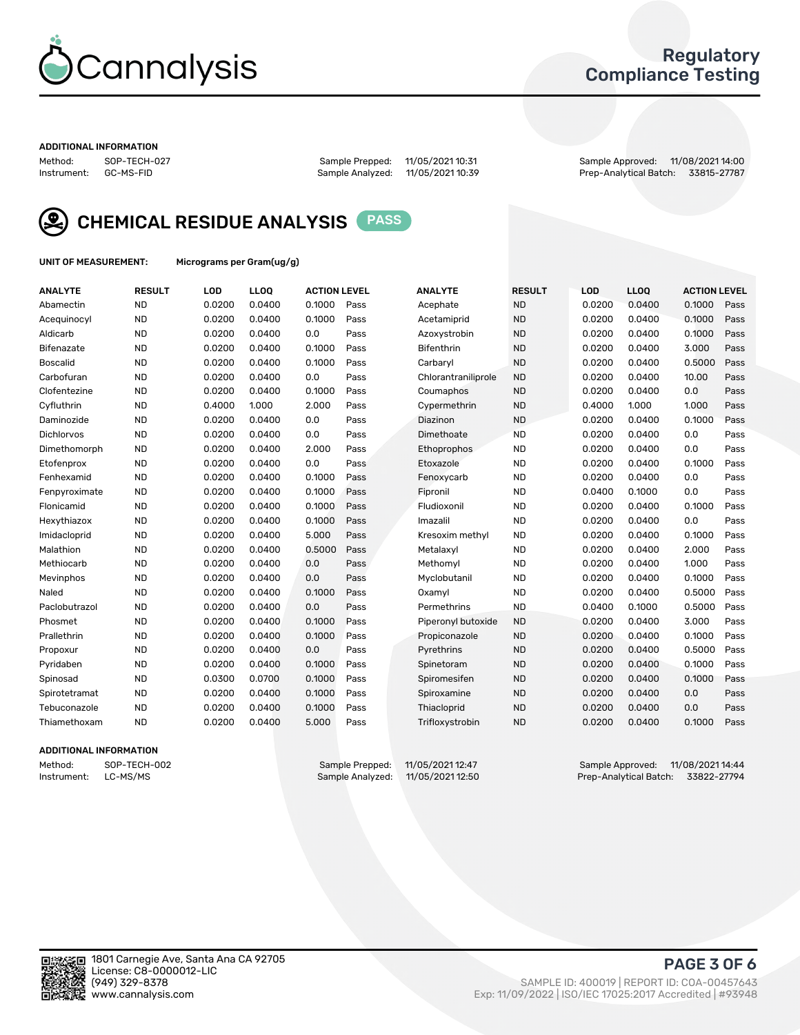# Cannalysis

## Regulatory Compliance Testing

### ADDITIONAL INFORMATION

Method: SOP-TECH-027
Instrument: GC-MS-FID

Sample Prepped: 11/05/2021 10:31
Sample Analyzed: 11/05/2021 10:39

Sample Approved: 11/08/2021 14:00
Prep-Analytical Batch: 33815-27787

## CHEMICAL RESIDUE ANALYSIS PASS

UNIT OF MEASUREMENT: Micrograms per Gram(ug/g)

| ANALYTE | RESULT | LOD | LLOQ | ACTION LEVEL | | ANALYTE | RESULT | LOD | LLOQ | ACTION LEVEL | |
|---|---|---|---|---|---|---|---|---|---|---|---|
| Abamectin | ND | 0.0200 | 0.0400 | 0.1000 | Pass | Acephate | ND | 0.0200 | 0.0400 | 0.1000 | Pass |
| Acequinocyl | ND | 0.0200 | 0.0400 | 0.1000 | Pass | Acetamiprid | ND | 0.0200 | 0.0400 | 0.1000 | Pass |
| Aldicarb | ND | 0.0200 | 0.0400 | 0.0 | Pass | Azoxystrobin | ND | 0.0200 | 0.0400 | 0.1000 | Pass |
| Bifenazate | ND | 0.0200 | 0.0400 | 0.1000 | Pass | Bifenthrin | ND | 0.0200 | 0.0400 | 3.000 | Pass |
| Boscalid | ND | 0.0200 | 0.0400 | 0.1000 | Pass | Carbaryl | ND | 0.0200 | 0.0400 | 0.5000 | Pass |
| Carbofuran | ND | 0.0200 | 0.0400 | 0.0 | Pass | Chlorantraniliprole | ND | 0.0200 | 0.0400 | 10.00 | Pass |
| Clofentezine | ND | 0.0200 | 0.0400 | 0.1000 | Pass | Coumaphos | ND | 0.0200 | 0.0400 | 0.0 | Pass |
| Cyfluthrin | ND | 0.4000 | 1.000 | 2.000 | Pass | Cypermethrin | ND | 0.4000 | 1.000 | 1.000 | Pass |
| Daminozide | ND | 0.0200 | 0.0400 | 0.0 | Pass | Diazinon | ND | 0.0200 | 0.0400 | 0.1000 | Pass |
| Dichlorvos | ND | 0.0200 | 0.0400 | 0.0 | Pass | Dimethoate | ND | 0.0200 | 0.0400 | 0.0 | Pass |
| Dimethomorph | ND | 0.0200 | 0.0400 | 2.000 | Pass | Ethoprophos | ND | 0.0200 | 0.0400 | 0.0 | Pass |
| Etofenprox | ND | 0.0200 | 0.0400 | 0.0 | Pass | Etoxazole | ND | 0.0200 | 0.0400 | 0.1000 | Pass |
| Fenhexamid | ND | 0.0200 | 0.0400 | 0.1000 | Pass | Fenoxycarb | ND | 0.0200 | 0.0400 | 0.0 | Pass |
| Fenpyroximate | ND | 0.0200 | 0.0400 | 0.1000 | Pass | Fipronil | ND | 0.0400 | 0.1000 | 0.0 | Pass |
| Flonicamid | ND | 0.0200 | 0.0400 | 0.1000 | Pass | Fludioxonil | ND | 0.0200 | 0.0400 | 0.1000 | Pass |
| Hexythiazox | ND | 0.0200 | 0.0400 | 0.1000 | Pass | Imazalil | ND | 0.0200 | 0.0400 | 0.0 | Pass |
| Imidacloprid | ND | 0.0200 | 0.0400 | 5.000 | Pass | Kresoxim methyl | ND | 0.0200 | 0.0400 | 0.1000 | Pass |
| Malathion | ND | 0.0200 | 0.0400 | 0.5000 | Pass | Metalaxyl | ND | 0.0200 | 0.0400 | 2.000 | Pass |
| Methiocarb | ND | 0.0200 | 0.0400 | 0.0 | Pass | Methomyl | ND | 0.0200 | 0.0400 | 1.000 | Pass |
| Mevinphos | ND | 0.0200 | 0.0400 | 0.0 | Pass | Myclobutanil | ND | 0.0200 | 0.0400 | 0.1000 | Pass |
| Naled | ND | 0.0200 | 0.0400 | 0.1000 | Pass | Oxamyl | ND | 0.0200 | 0.0400 | 0.5000 | Pass |
| Paclobutrazol | ND | 0.0200 | 0.0400 | 0.0 | Pass | Permethrins | ND | 0.0400 | 0.1000 | 0.5000 | Pass |
| Phosmet | ND | 0.0200 | 0.0400 | 0.1000 | Pass | Piperonyl butoxide | ND | 0.0200 | 0.0400 | 3.000 | Pass |
| Prallethrin | ND | 0.0200 | 0.0400 | 0.1000 | Pass | Propiconazole | ND | 0.0200 | 0.0400 | 0.1000 | Pass |
| Propoxur | ND | 0.0200 | 0.0400 | 0.0 | Pass | Pyrethrins | ND | 0.0200 | 0.0400 | 0.5000 | Pass |
| Pyridaben | ND | 0.0200 | 0.0400 | 0.1000 | Pass | Spinetoram | ND | 0.0200 | 0.0400 | 0.1000 | Pass |
| Spinosad | ND | 0.0300 | 0.0700 | 0.1000 | Pass | Spiromesifen | ND | 0.0200 | 0.0400 | 0.1000 | Pass |
| Spirotetramat | ND | 0.0200 | 0.0400 | 0.1000 | Pass | Spiroxamine | ND | 0.0200 | 0.0400 | 0.0 | Pass |
| Tebuconazole | ND | 0.0200 | 0.0400 | 0.1000 | Pass | Thiacloprid | ND | 0.0200 | 0.0400 | 0.0 | Pass |
| Thiamethoxam | ND | 0.0200 | 0.0400 | 5.000 | Pass | Trifloxystrobin | ND | 0.0200 | 0.0400 | 0.1000 | Pass |

### ADDITIONAL INFORMATION

Method: SOP-TECH-002
Instrument: LC-MS/MS

Sample Prepped: 11/05/2021 12:47
Sample Analyzed: 11/05/2021 12:50

Sample Approved: 11/08/2021 14:44
Prep-Analytical Batch: 33822-27794

1801 Carnegie Ave, Santa Ana CA 92705
License: C8-0000012-LIC
(949) 329-8378
www.cannalysis.com

SAMPLE ID: 400019 | REPORT ID: COA-00457643
Exp: 11/09/2022 | ISO/IEC 17025:2017 Accredited | #93948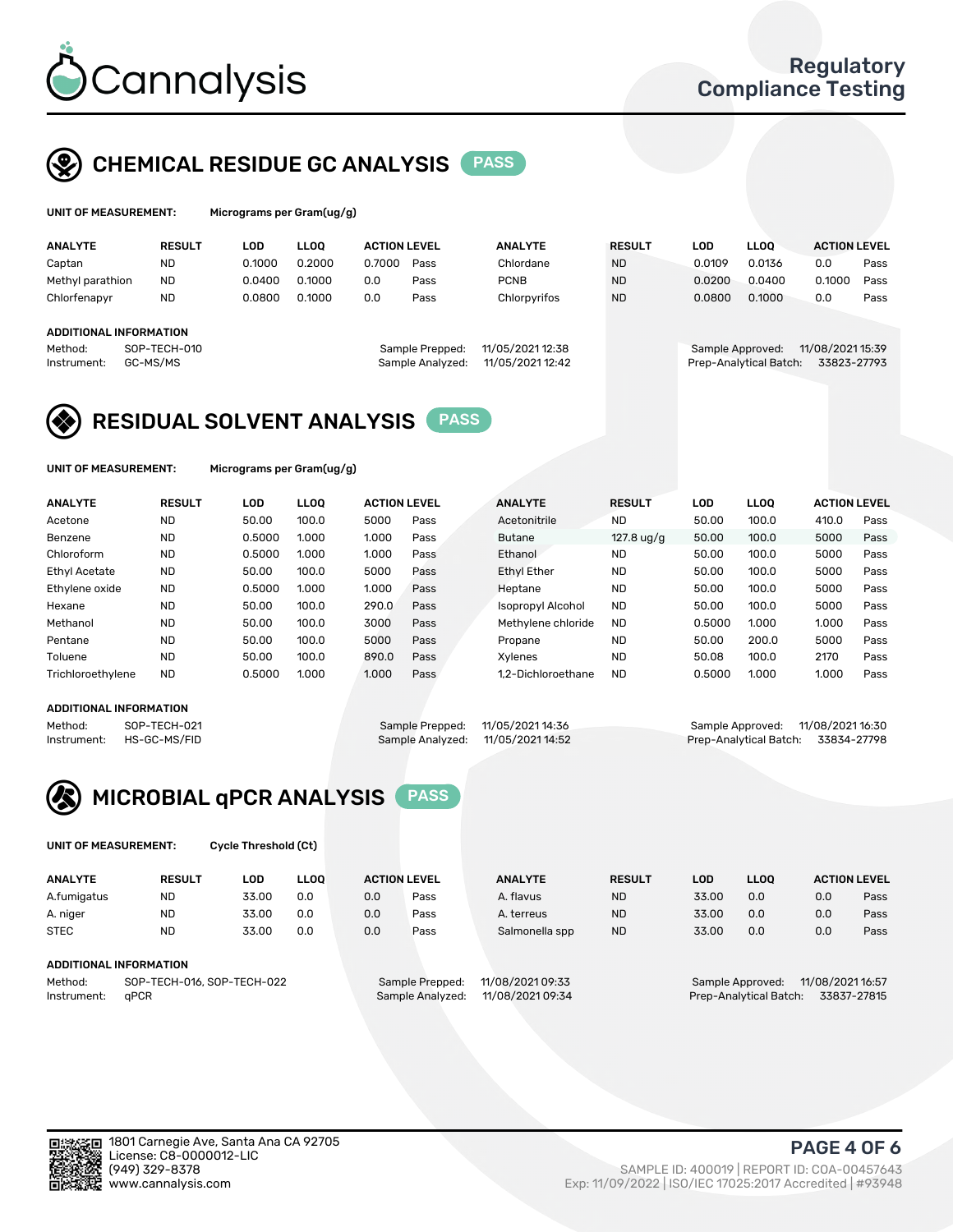# Cannalysis

Regulatory Compliance Testing

## CHEMICAL RESIDUE GC ANALYSIS PASS

**UNIT OF MEASUREMENT:** Micrograms per Gram(ug/g)

| ANALYTE | RESULT | LOD | LLOQ | ACTION LEVEL | | ANALYTE | RESULT | LOD | LLOQ | ACTION LEVEL | |
|---|---|---|---|---|---|---|---|---|---|---|---|
| Captan | ND | 0.1000 | 0.2000 | 0.7000 | Pass | Chlordane | ND | 0.0109 | 0.0136 | 0.0 | Pass |
| Methyl parathion | ND | 0.0400 | 0.1000 | 0.0 | Pass | PCNB | ND | 0.0200 | 0.0400 | 0.1000 | Pass |
| Chlorfenapyr | ND | 0.0800 | 0.1000 | 0.0 | Pass | Chlorpyrifos | ND | 0.0800 | 0.1000 | 0.0 | Pass |

**ADDITIONAL INFORMATION**

Method: SOP-TECH-010
Instrument: GC-MS/MS
Sample Prepped: 11/05/2021 12:38
Sample Analyzed: 11/05/2021 12:42
Sample Approved: 11/08/2021 15:39
Prep-Analytical Batch: 33823-27793

## RESIDUAL SOLVENT ANALYSIS PASS

**UNIT OF MEASUREMENT:** Micrograms per Gram(ug/g)

| ANALYTE | RESULT | LOD | LLOQ | ACTION LEVEL | | ANALYTE | RESULT | LOD | LLOQ | ACTION LEVEL | |
|---|---|---|---|---|---|---|---|---|---|---|---|
| Acetone | ND | 50.00 | 100.0 | 5000 | Pass | Acetonitrile | ND | 50.00 | 100.0 | 410.0 | Pass |
| Benzene | ND | 0.5000 | 1.000 | 1.000 | Pass | Butane | 127.8 ug/g | 50.00 | 100.0 | 5000 | Pass |
| Chloroform | ND | 0.5000 | 1.000 | 1.000 | Pass | Ethanol | ND | 50.00 | 100.0 | 5000 | Pass |
| Ethyl Acetate | ND | 50.00 | 100.0 | 5000 | Pass | Ethyl Ether | ND | 50.00 | 100.0 | 5000 | Pass |
| Ethylene oxide | ND | 0.5000 | 1.000 | 1.000 | Pass | Heptane | ND | 50.00 | 100.0 | 5000 | Pass |
| Hexane | ND | 50.00 | 100.0 | 290.0 | Pass | Isopropyl Alcohol | ND | 50.00 | 100.0 | 5000 | Pass |
| Methanol | ND | 50.00 | 100.0 | 3000 | Pass | Methylene chloride | ND | 0.5000 | 1.000 | 1.000 | Pass |
| Pentane | ND | 50.00 | 100.0 | 5000 | Pass | Propane | ND | 50.00 | 200.0 | 5000 | Pass |
| Toluene | ND | 50.00 | 100.0 | 890.0 | Pass | Xylenes | ND | 50.08 | 100.0 | 2170 | Pass |
| Trichloroethylene | ND | 0.5000 | 1.000 | 1.000 | Pass | 1,2-Dichloroethane | ND | 0.5000 | 1.000 | 1.000 | Pass |

**ADDITIONAL INFORMATION**

Method: SOP-TECH-021
Instrument: HS-GC-MS/FID
Sample Prepped: 11/05/2021 14:36
Sample Analyzed: 11/05/2021 14:52
Sample Approved: 11/08/2021 16:30
Prep-Analytical Batch: 33834-27798

## MICROBIAL qPCR ANALYSIS PASS

**UNIT OF MEASUREMENT:** Cycle Threshold (Ct)

| ANALYTE | RESULT | LOD | LLOQ | ACTION LEVEL | | ANALYTE | RESULT | LOD | LLOQ | ACTION LEVEL | |
|---|---|---|---|---|---|---|---|---|---|---|---|
| A.fumigatus | ND | 33.00 | 0.0 | 0.0 | Pass | A. flavus | ND | 33.00 | 0.0 | 0.0 | Pass |
| A. niger | ND | 33.00 | 0.0 | 0.0 | Pass | A. terreus | ND | 33.00 | 0.0 | 0.0 | Pass |
| STEC | ND | 33.00 | 0.0 | 0.0 | Pass | Salmonella spp | ND | 33.00 | 0.0 | 0.0 | Pass |

**ADDITIONAL INFORMATION**

Method: SOP-TECH-016, SOP-TECH-022
Instrument: qPCR
Sample Prepped: 11/08/2021 09:33
Sample Analyzed: 11/08/2021 09:34
Sample Approved: 11/08/2021 16:57
Prep-Analytical Batch: 33837-27815

1801 Carnegie Ave, Santa Ana CA 92705
License: C8-0000012-LIC
(949) 329-8378
www.cannalysis.com

SAMPLE ID: 400019 | REPORT ID: COA-00457643
Exp: 11/09/2022 | ISO/IEC 17025:2017 Accredited | #93948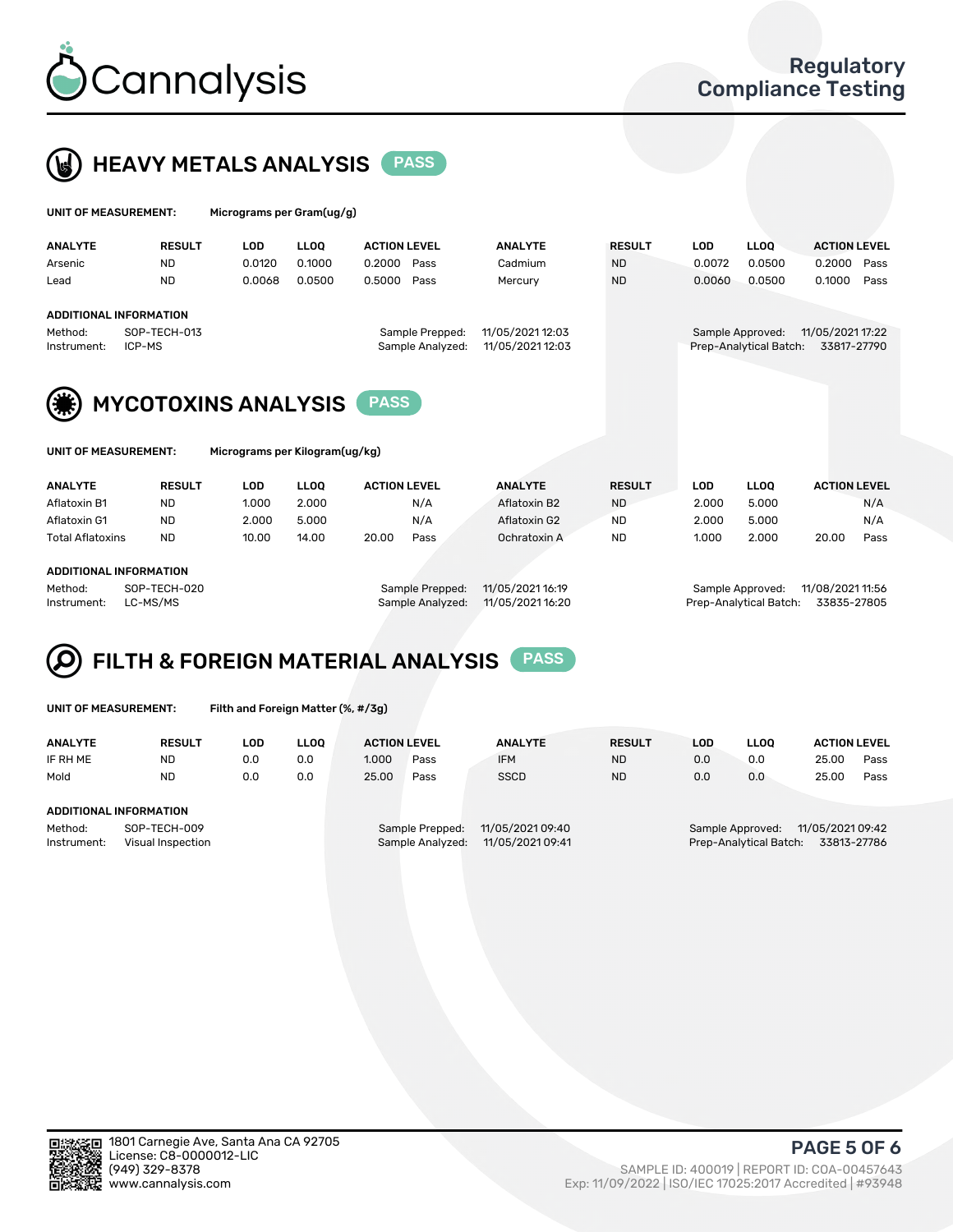# Cannalysis

Regulatory Compliance Testing

## HEAVY METALS ANALYSIS PASS

**UNIT OF MEASUREMENT:** Micrograms per Gram(ug/g)

| ANALYTE | RESULT | LOD | LLOQ | ACTION LEVEL | | ANALYTE | RESULT | LOD | LLOQ | ACTION LEVEL | |
|---|---|---|---|---|---|---|---|---|---|---|---|
| Arsenic | ND | 0.0120 | 0.1000 | 0.2000 | Pass | Cadmium | ND | 0.0072 | 0.0500 | 0.2000 | Pass |
| Lead | ND | 0.0068 | 0.0500 | 0.5000 | Pass | Mercury | ND | 0.0060 | 0.0500 | 0.1000 | Pass |

**ADDITIONAL INFORMATION**

Method: SOP-TECH-013
Instrument: ICP-MS
Sample Prepped: 11/05/2021 12:03
Sample Analyzed: 11/05/2021 12:03
Sample Approved: 11/05/2021 17:22
Prep-Analytical Batch: 33817-27790

## MYCOTOXINS ANALYSIS PASS

**UNIT OF MEASUREMENT:** Micrograms per Kilogram(ug/kg)

| ANALYTE | RESULT | LOD | LLOQ | ACTION LEVEL | | ANALYTE | RESULT | LOD | LLOQ | ACTION LEVEL | |
|---|---|---|---|---|---|---|---|---|---|---|---|
| Aflatoxin B1 | ND | 1.000 | 2.000 | | N/A | Aflatoxin B2 | ND | 2.000 | 5.000 | | N/A |
| Aflatoxin G1 | ND | 2.000 | 5.000 | | N/A | Aflatoxin G2 | ND | 2.000 | 5.000 | | N/A |
| Total Aflatoxins | ND | 10.00 | 14.00 | 20.00 | Pass | Ochratoxin A | ND | 1.000 | 2.000 | 20.00 | Pass |

**ADDITIONAL INFORMATION**

Method: SOP-TECH-020
Instrument: LC-MS/MS
Sample Prepped: 11/05/2021 16:19
Sample Analyzed: 11/05/2021 16:20
Sample Approved: 11/08/2021 11:56
Prep-Analytical Batch: 33835-27805

## FILTH & FOREIGN MATERIAL ANALYSIS PASS

**UNIT OF MEASUREMENT:** Filth and Foreign Matter (%, #/3g)

| ANALYTE | RESULT | LOD | LLOQ | ACTION LEVEL | | ANALYTE | RESULT | LOD | LLOQ | ACTION LEVEL | |
|---|---|---|---|---|---|---|---|---|---|---|---|
| IF RH ME | ND | 0.0 | 0.0 | 1.000 | Pass | IFM | ND | 0.0 | 0.0 | 25.00 | Pass |
| Mold | ND | 0.0 | 0.0 | 25.00 | Pass | SSCD | ND | 0.0 | 0.0 | 25.00 | Pass |

**ADDITIONAL INFORMATION**

Method: SOP-TECH-009
Instrument: Visual Inspection
Sample Prepped: 11/05/2021 09:40
Sample Analyzed: 11/05/2021 09:41
Sample Approved: 11/05/2021 09:42
Prep-Analytical Batch: 33813-27786

1801 Carnegie Ave, Santa Ana CA 92705
License: C8-0000012-LIC
(949) 329-8378
www.cannalysis.com

SAMPLE ID: 400019 | REPORT ID: COA-00457643
Exp: 11/09/2022 | ISO/IEC 17025:2017 Accredited | #93948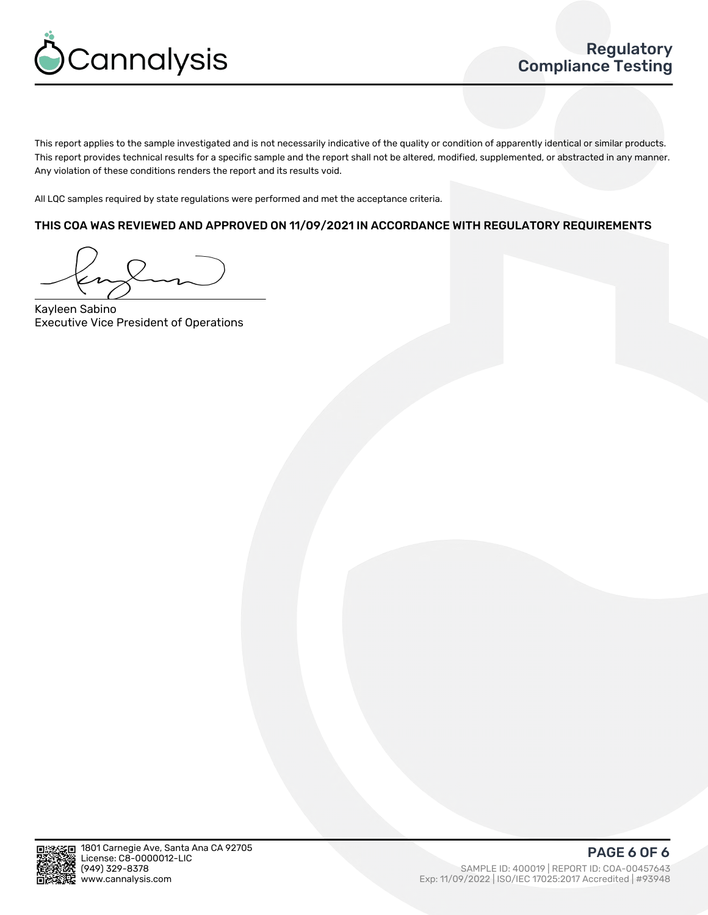This report applies to the sample investigated and is not necessarily indicative of the quality or condition of apparently identical or similar products. This report provides technical results for a specific sample and the report shall not be altered, modified, supplemented, or abstracted in any manner. Any violation of these conditions renders the report and its results void.

All LQC samples required by state regulations were performed and met the acceptance criteria.

**THIS COA WAS REVIEWED AND APPROVED ON 11/09/2021 IN ACCORDANCE WITH REGULATORY REQUIREMENTS**

Kayleen Sabino
Executive Vice President of Operations